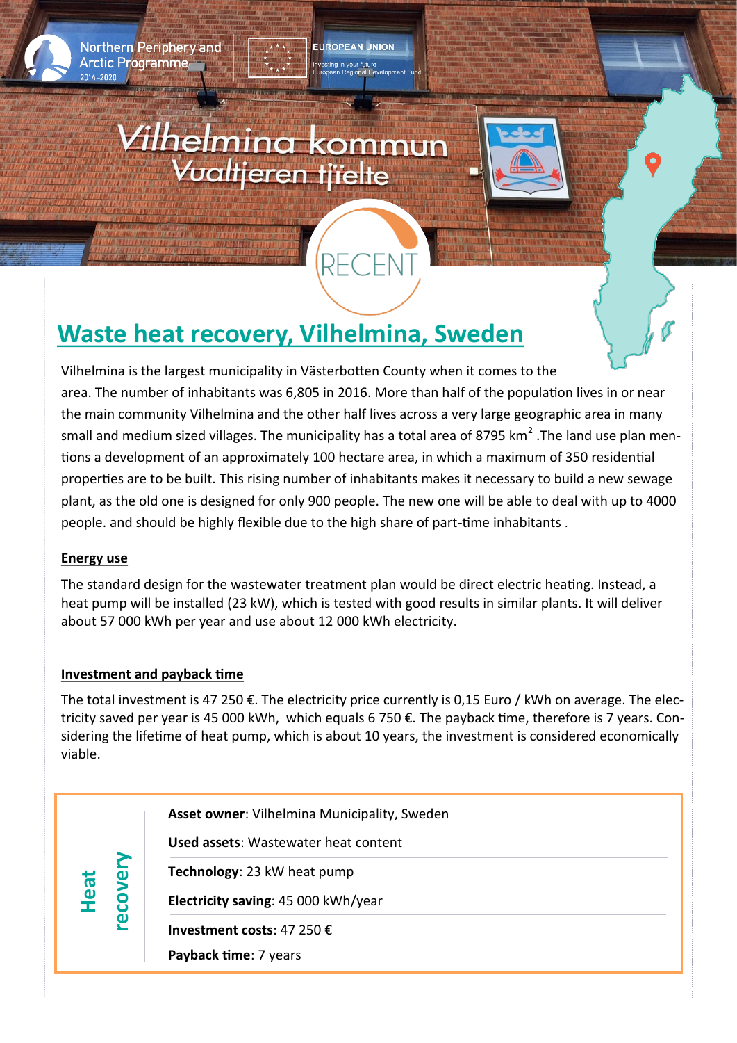# Waste heat recovery, Vilhelmina, Sweden

Vilhelmina is the largest municipality in Västerbotten County when it comes to the area. The number of inhabitants was 6,805 in 2016. More than half of the population lives in or near the main community Vilhelmina and the other half lives across a very large geographic area in many small and medium sized villages. The municipality has a total area of 8795 km$^2$ .The land use plan mentions a development of an approximately 100 hectare area, in which a maximum of 350 residential properties are to be built. This rising number of inhabitants makes it necessary to build a new sewage plant, as the old one is designed for only 900 people. The new one will be able to deal with up to 4000 people. and should be highly flexible due to the high share of part-time inhabitants .

## Energy use

The standard design for the wastewater treatment plan would be direct electric heating. Instead, a heat pump will be installed (23 kW), which is tested with good results in similar plants. It will deliver about 57 000 kWh per year and use about 12 000 kWh electricity.

## Investment and payback time

The total investment is 47 250 €. The electricity price currently is 0,15 Euro / kWh on average. The electricity saved per year is 45 000 kWh, which equals 6 750 €. The payback time, therefore is 7 years. Considering the lifetime of heat pump, which is about 10 years, the investment is considered economically viable.

**Heat recovery**

**Asset owner**: Vilhelmina Municipality, Sweden

**Used assets**: Wastewater heat content

**Technology**: 23 kW heat pump

**Electricity saving**: 45 000 kWh/year

**Investment costs**: 47 250 €

**Payback time**: 7 years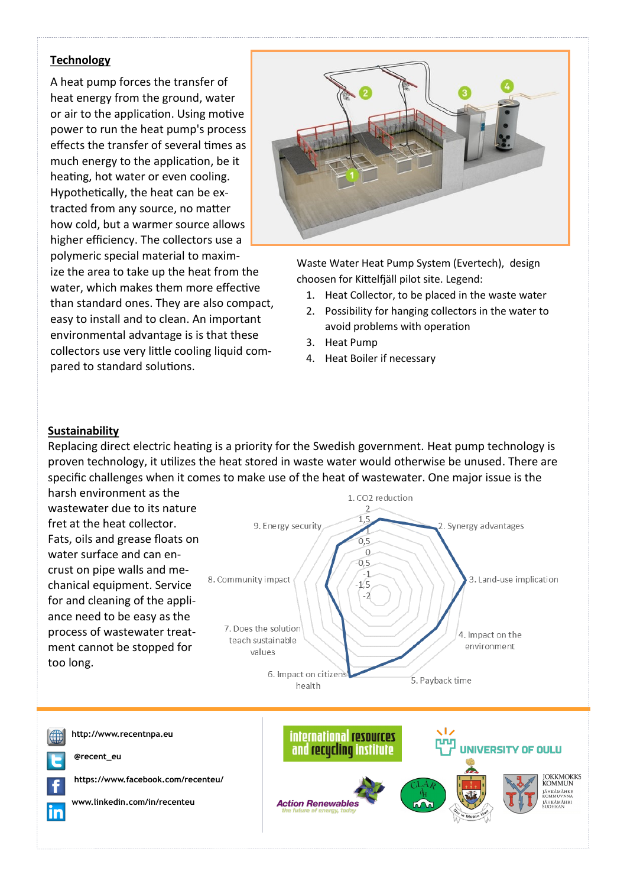## Technology

A heat pump forces the transfer of heat energy from the ground, water or air to the application. Using motive power to run the heat pump's process effects the transfer of several times as much energy to the application, be it heating, hot water or even cooling. Hypothetically, the heat can be extracted from any source, no matter how cold, but a warmer source allows higher efficiency. The collectors use a polymeric special material to maximize the area to take up the heat from the water, which makes them more effective than standard ones. They are also compact, easy to install and to clean. An important environmental advantage is is that these collectors use very little cooling liquid compared to standard solutions.

Waste Water Heat Pump System (Evertech), design choosen for Kittelfjäll pilot site. Legend:

1. Heat Collector, to be placed in the waste water
2. Possibility for hanging collectors in the water to avoid problems with operation
3. Heat Pump
4. Heat Boiler if necessary

## Sustainability

Replacing direct electric heating is a priority for the Swedish government. Heat pump technology is proven technology, it utilizes the heat stored in waste water would otherwise be unused. There are specific challenges when it comes to make use of the heat of wastewater. One major issue is the harsh environment as the wastewater due to its nature fret at the heat collector. Fats, oils and grease floats on water surface and can encrust on pipe walls and mechanical equipment. Service for and cleaning of the appliance need to be easy as the process of wastewater treatment cannot be stopped for too long.

1. CO2 reduction
2. Synergy advantages
3. Land-use implication
4. Impact on the environment
5. Payback time
6. Impact on citizens health
7. Does the solution teach sustainable values
8. Community impact
9. Energy security

2
1,5
1
0,5
0
-0,5
-1
-1,5
-2

http://www.recentnpa.eu

@recent_eu

https://www.facebook.com/recenteu/

www.linkedin.com/in/recenteu

international resources and recycling institute

UNIVERSITY OF OULU

Action Renewables
the future of energy, today

JOKKMOKKS KOMMUN
JÅHKÅMÅHKE KOMMUVNNA
JÅHKÅMÅHKI SUOHKAN